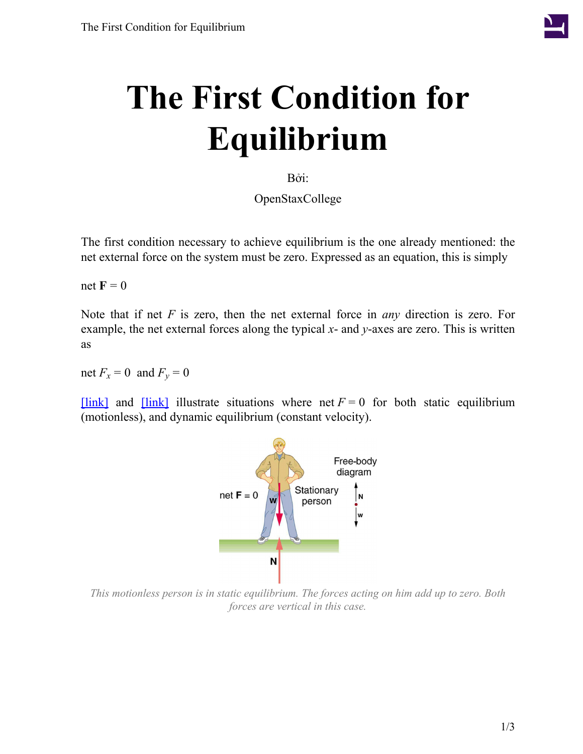# The First Condition for Equilibrium

Bởi:

OpenStaxCollege

The first condition necessary to achieve equilibrium is the one already mentioned: the net external force on the system must be zero. Expressed as an equation, this is simply

$$\text{net } \mathbf{F} = 0$$

Note that if net $F$ is zero, then the net external force in *any* direction is zero. For example, the net external forces along the typical $x$- and $y$-axes are zero. This is written as

$$\text{net } F_x = 0 \text{ and } F_y = 0$$

[link] and [link] illustrate situations where net $F = 0$ for both static equilibrium (motionless), and dynamic equilibrium (constant velocity).

*This motionless person is in static equilibrium. The forces acting on him add up to zero. Both forces are vertical in this case.*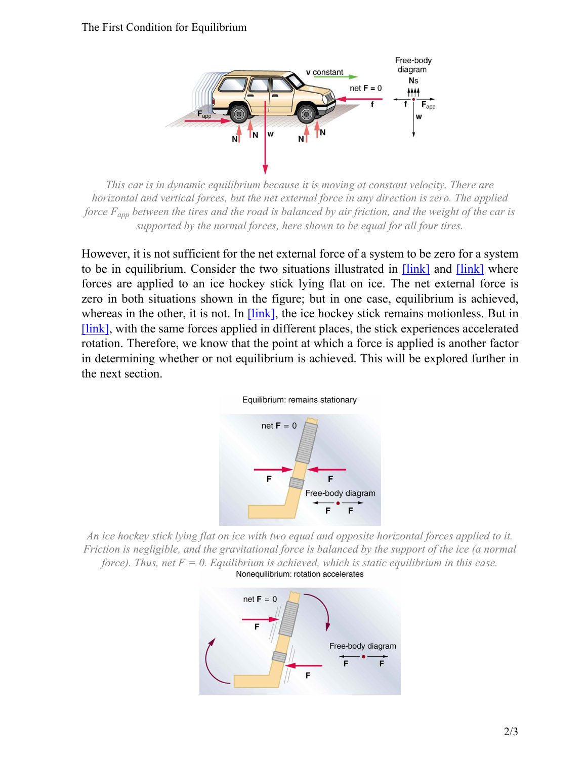This car is in dynamic equilibrium because it is moving at constant velocity. There are horizontal and vertical forces, but the net external force in any direction is zero. The applied force $F_{app}$ between the tires and the road is balanced by air friction, and the weight of the car is supported by the normal forces, here shown to be equal for all four tires.

However, it is not sufficient for the net external force of a system to be zero for a system to be in equilibrium. Consider the two situations illustrated in [link] and [link] where forces are applied to an ice hockey stick lying flat on ice. The net external force is zero in both situations shown in the figure; but in one case, equilibrium is achieved, whereas in the other, it is not. In [link], the ice hockey stick remains motionless. But in [link], with the same forces applied in different places, the stick experiences accelerated rotation. Therefore, we know that the point at which a force is applied is another factor in determining whether or not equilibrium is achieved. This will be explored further in the next section.

An ice hockey stick lying flat on ice with two equal and opposite horizontal forces applied to it. Friction is negligible, and the gravitational force is balanced by the support of the ice (a normal force). Thus, net $F = 0$. Equilibrium is achieved, which is static equilibrium in this case.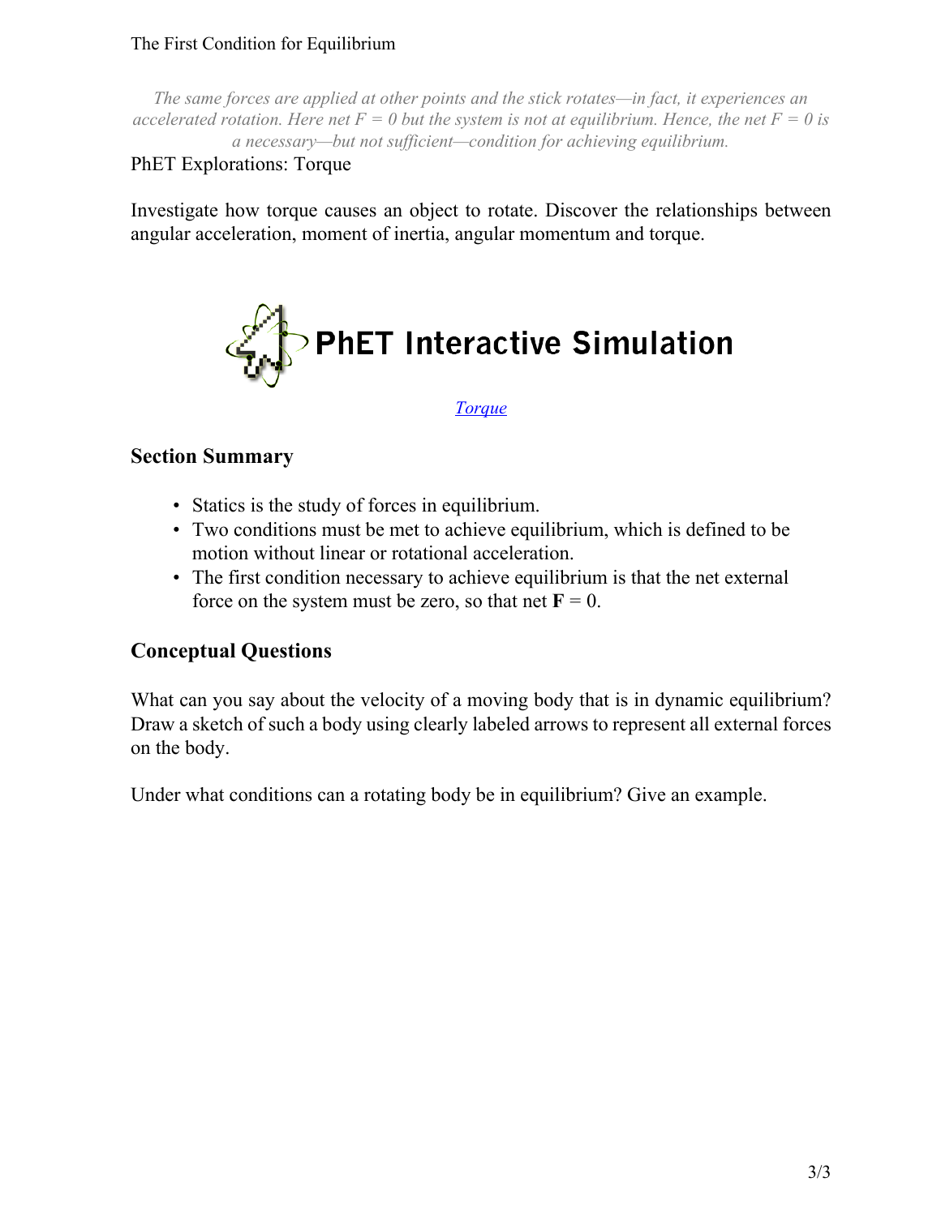*The same forces are applied at other points and the stick rotates—in fact, it experiences an accelerated rotation. Here net $F = 0$ but the system is not at equilibrium. Hence, the net $F = 0$ is a necessary—but not sufficient—condition for achieving equilibrium.*

PhET Explorations: Torque

Investigate how torque causes an object to rotate. Discover the relationships between angular acceleration, moment of inertia, angular momentum and torque.

PhET Interactive Simulation

[Torque]

## Section Summary

- Statics is the study of forces in equilibrium.
- Two conditions must be met to achieve equilibrium, which is defined to be motion without linear or rotational acceleration.
- The first condition necessary to achieve equilibrium is that the net external force on the system must be zero, so that net $\mathbf{F} = 0$.

## Conceptual Questions

What can you say about the velocity of a moving body that is in dynamic equilibrium? Draw a sketch of such a body using clearly labeled arrows to represent all external forces on the body.

Under what conditions can a rotating body be in equilibrium? Give an example.